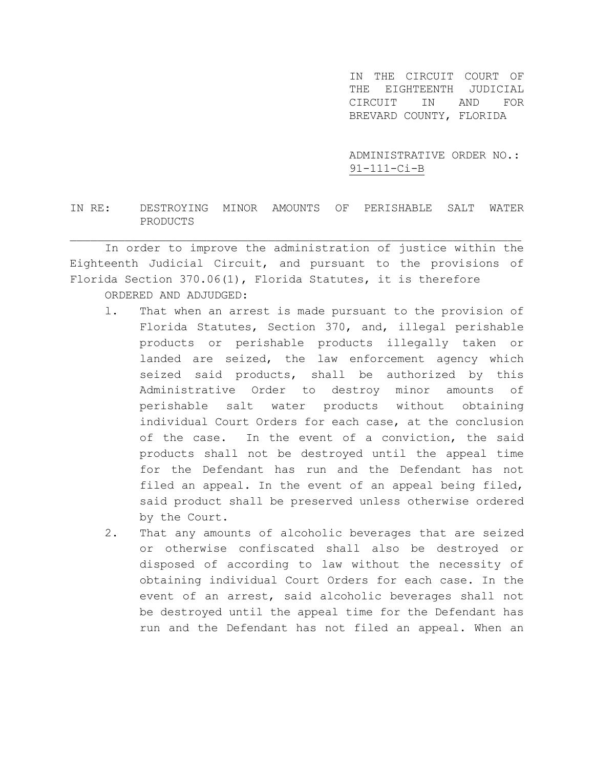IN THE CIRCUIT COURT OF THE EIGHTEENTH JUDICIAL CIRCUIT IN AND FOR BREVARD COUNTY, FLORIDA

ADMINISTRATIVE ORDER NO.: 91-111-Ci-B

IN RE: DESTROYING MINOR AMOUNTS OF PERISHABLE SALT WATER PRODUCTS

---

In order to improve the administration of justice within the Eighteenth Judicial Circuit, and pursuant to the provisions of Florida Section 370.06(1), Florida Statutes, it is therefore

ORDERED AND ADJUDGED:

1. That when an arrest is made pursuant to the provision of Florida Statutes, Section 370, and, illegal perishable products or perishable products illegally taken or landed are seized, the law enforcement agency which seized said products, shall be authorized by this Administrative Order to destroy minor amounts of perishable salt water products without obtaining individual Court Orders for each case, at the conclusion of the case. In the event of a conviction, the said products shall not be destroyed until the appeal time for the Defendant has run and the Defendant has not filed an appeal. In the event of an appeal being filed, said product shall be preserved unless otherwise ordered by the Court.
2. That any amounts of alcoholic beverages that are seized or otherwise confiscated shall also be destroyed or disposed of according to law without the necessity of obtaining individual Court Orders for each case. In the event of an arrest, said alcoholic beverages shall not be destroyed until the appeal time for the Defendant has run and the Defendant has not filed an appeal. When an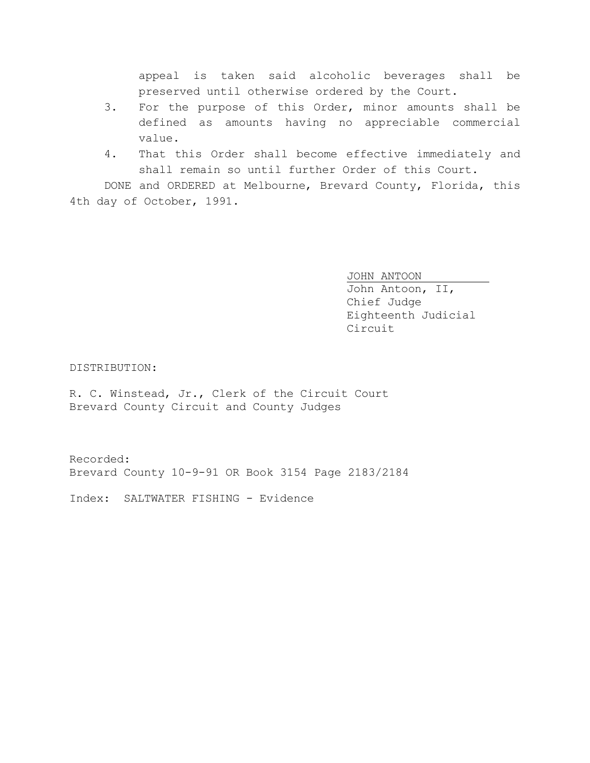appeal is taken said alcoholic beverages shall be preserved until otherwise ordered by the Court.

3. For the purpose of this Order, minor amounts shall be defined as amounts having no appreciable commercial value.
4. That this Order shall become effective immediately and shall remain so until further Order of this Court.

DONE and ORDERED at Melbourne, Brevard County, Florida, this 4th day of October, 1991.

JOHN ANTOON  
John Antoon, II,  
Chief Judge  
Eighteenth Judicial Circuit

DISTRIBUTION:

R. C. Winstead, Jr., Clerk of the Circuit Court  
Brevard County Circuit and County Judges

Recorded:  
Brevard County 10-9-91 OR Book 3154 Page 2183/2184

Index: SALTWATER FISHING - Evidence